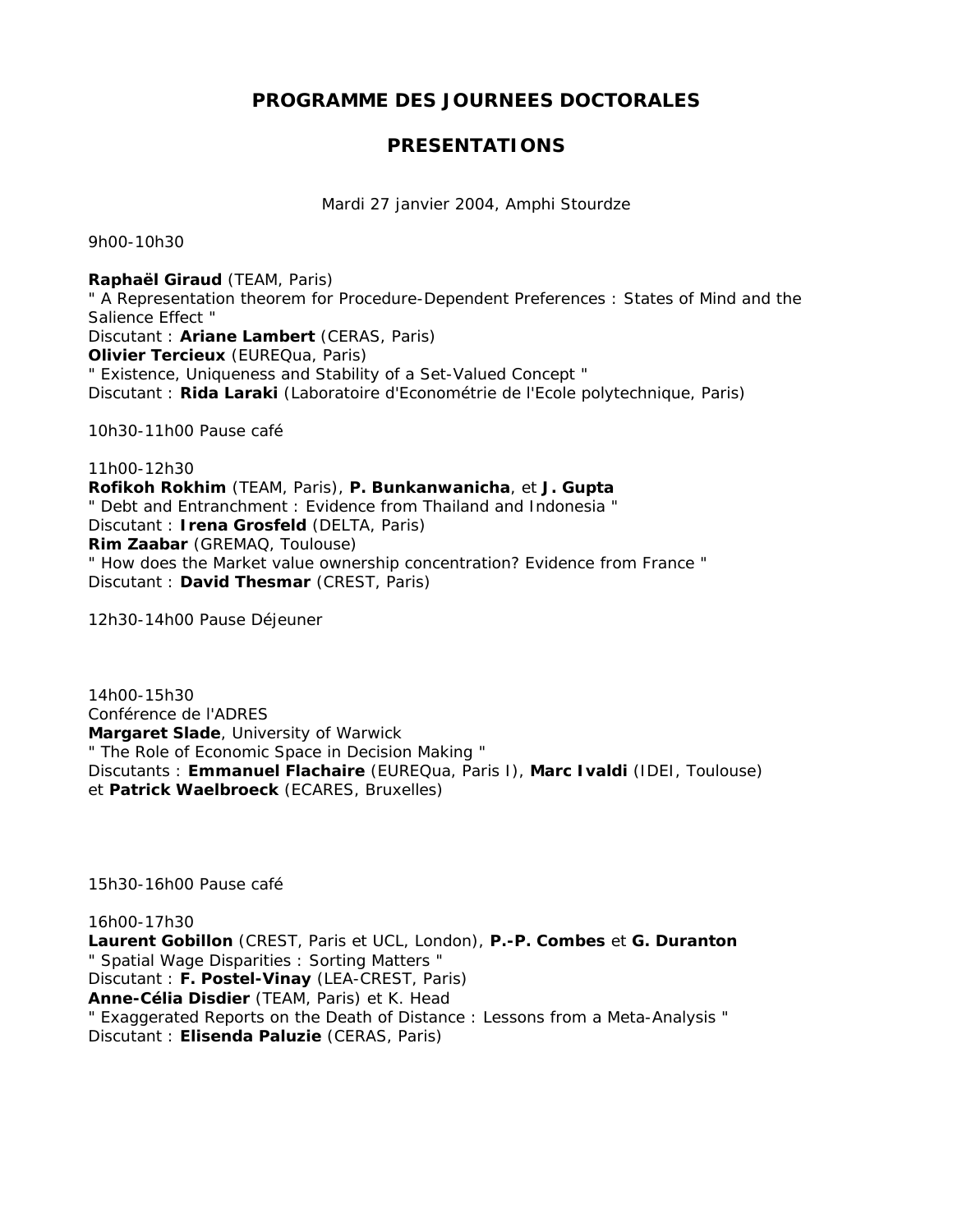# PROGRAMME DES JOURNEES DOCTORALES

## PRESENTATIONS

Mardi 27 janvier 2004, Amphi Stourdze

9h00-10h30

**Raphaël Giraud** (TEAM, Paris)
" A Representation theorem for Procedure-Dependent Preferences : States of Mind and the Salience Effect "
Discutant : **Ariane Lambert** (CERAS, Paris)
**Olivier Tercieux** (EUREQua, Paris)
" Existence, Uniqueness and Stability of a Set-Valued Concept "
Discutant : **Rida Laraki** (Laboratoire d'Econométrie de l'Ecole polytechnique, Paris)

10h30-11h00 Pause café

11h00-12h30
**Rofikoh Rokhim** (TEAM, Paris), **P. Bunkanwanicha**, et **J. Gupta**
" Debt and Entranchment : Evidence from Thailand and Indonesia "
Discutant : **Irena Grosfeld** (DELTA, Paris)
**Rim Zaabar** (GREMAQ, Toulouse)
" How does the Market value ownership concentration? Evidence from France "
Discutant : **David Thesmar** (CREST, Paris)

12h30-14h00 Pause Déjeuner

14h00-15h30
Conférence de l'ADRES
**Margaret Slade**, University of Warwick
" The Role of Economic Space in Decision Making "
Discutants : **Emmanuel Flachaire** (EUREQua, Paris I), **Marc Ivaldi** (IDEI, Toulouse) et **Patrick Waelbroeck** (ECARES, Bruxelles)

15h30-16h00 Pause café

16h00-17h30
**Laurent Gobillon** (CREST, Paris et UCL, London), **P.-P. Combes** et **G. Duranton**
" Spatial Wage Disparities : Sorting Matters "
Discutant : **F. Postel-Vinay** (LEA-CREST, Paris)
**Anne-Célia Disdier** (TEAM, Paris) et K. Head
" Exaggerated Reports on the Death of Distance : Lessons from a Meta-Analysis "
Discutant : **Elisenda Paluzie** (CERAS, Paris)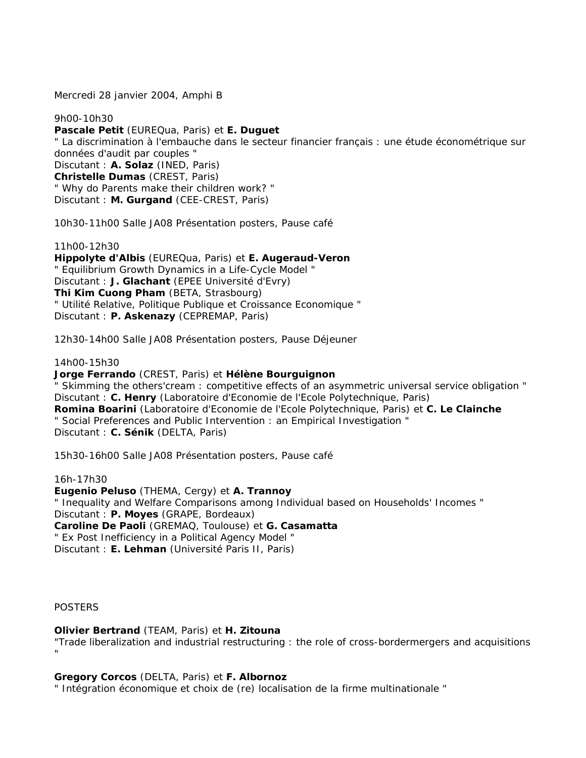Mercredi 28 janvier 2004, Amphi B

9h00-10h30
**Pascale Petit** (EUREQua, Paris) et **E. Duguet**
" La discrimination à l'embauche dans le secteur financier français : une étude économétrique sur données d'audit par couples "
Discutant : **A. Solaz** (INED, Paris)
**Christelle Dumas** (CREST, Paris)
" Why do Parents make their children work? "
Discutant : **M. Gurgand** (CEE-CREST, Paris)

10h30-11h00 Salle JA08 Présentation posters, Pause café

11h00-12h30
**Hippolyte d'Albis** (EUREQua, Paris) et **E. Augeraud-Veron**
" Equilibrium Growth Dynamics in a Life-Cycle Model "
Discutant : **J. Glachant** (EPEE Université d'Evry)
**Thi Kim Cuong Pham** (BETA, Strasbourg)
" Utilité Relative, Politique Publique et Croissance Economique "
Discutant : **P. Askenazy** (CEPREMAP, Paris)

12h30-14h00 Salle JA08 Présentation posters, Pause Déjeuner

14h00-15h30
**Jorge Ferrando** (CREST, Paris) et **Hélène Bourguignon**
" Skimming the others'cream : competitive effects of an asymmetric universal service obligation "
Discutant : **C. Henry** (Laboratoire d'Economie de l'Ecole Polytechnique, Paris)
**Romina Boarini** (Laboratoire d'Economie de l'Ecole Polytechnique, Paris) et **C. Le Clainche**
" Social Preferences and Public Intervention : an Empirical Investigation "
Discutant : **C. Sénik** (DELTA, Paris)

15h30-16h00 Salle JA08 Présentation posters, Pause café

16h-17h30
**Eugenio Peluso** (THEMA, Cergy) et **A. Trannoy**
" Inequality and Welfare Comparisons among Individual based on Households' Incomes "
Discutant : **P. Moyes** (GRAPE, Bordeaux)
**Caroline De Paoli** (GREMAQ, Toulouse) et **G. Casamatta**
" Ex Post Inefficiency in a Political Agency Model "
Discutant : **E. Lehman** (Université Paris II, Paris)

POSTERS

**Olivier Bertrand** (TEAM, Paris) et **H. Zitouna**
"Trade liberalization and industrial restructuring : the role of cross-bordermergers and acquisitions "

**Gregory Corcos** (DELTA, Paris) et **F. Albornoz**
" Intégration économique et choix de (re) localisation de la firme multinationale "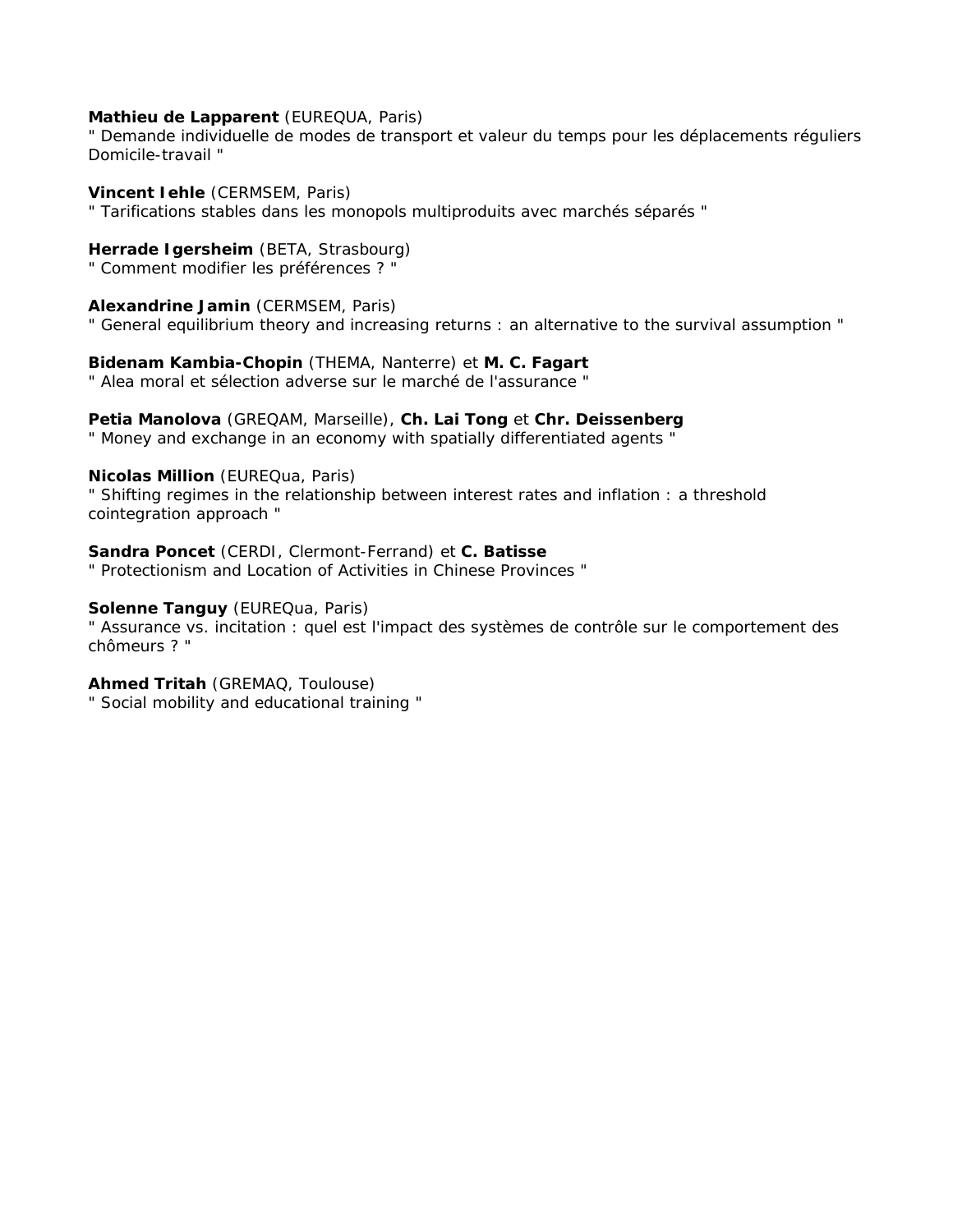**Mathieu de Lapparent** (EUREQUA, Paris)
" Demande individuelle de modes de transport et valeur du temps pour les déplacements réguliers Domicile-travail "

**Vincent Iehle** (CERMSEM, Paris)
" Tarifications stables dans les monopols multiproduits avec marchés séparés "

**Herrade Igersheim** (BETA, Strasbourg)
" Comment modifier les préférences ? "

**Alexandrine Jamin** (CERMSEM, Paris)
" General equilibrium theory and increasing returns : an alternative to the survival assumption "

**Bidenam Kambia-Chopin** (THEMA, Nanterre) et **M. C. Fagart**
" Alea moral et sélection adverse sur le marché de l'assurance "

**Petia Manolova** (GREQAM, Marseille), **Ch. Lai Tong** et **Chr. Deissenberg**
" Money and exchange in an economy with spatially differentiated agents "

**Nicolas Million** (EUREQua, Paris)
" Shifting regimes in the relationship between interest rates and inflation : a threshold cointegration approach "

**Sandra Poncet** (CERDI, Clermont-Ferrand) et **C. Batisse**
" Protectionism and Location of Activities in Chinese Provinces "

**Solenne Tanguy** (EUREQua, Paris)
" Assurance vs. incitation : quel est l'impact des systèmes de contrôle sur le comportement des chômeurs ? "

**Ahmed Tritah** (GREMAQ, Toulouse)
" Social mobility and educational training "